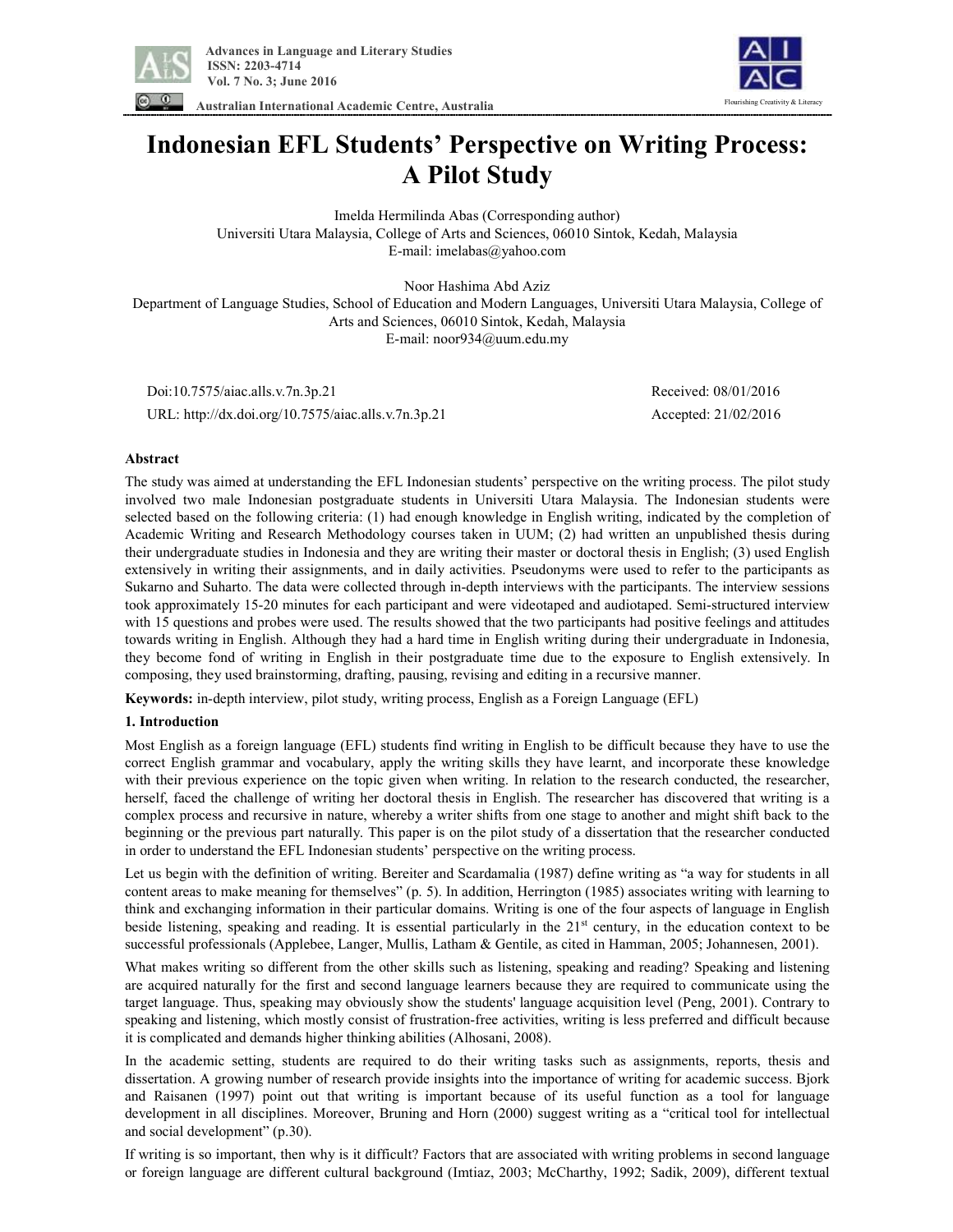# Indonesian EFL Students' Perspective on Writing Process: A Pilot Study

Imelda Hermilinda Abas (Corresponding author)
Universiti Utara Malaysia, College of Arts and Sciences, 06010 Sintok, Kedah, Malaysia
E-mail: imelabas@yahoo.com

Noor Hashima Abd Aziz
Department of Language Studies, School of Education and Modern Languages, Universiti Utara Malaysia, College of Arts and Sciences, 06010 Sintok, Kedah, Malaysia
E-mail: noor934@uum.edu.my

Doi:10.7575/aiac.alls.v.7n.3p.21 Received: 08/01/2016
URL: http://dx.doi.org/10.7575/aiac.alls.v.7n.3p.21 Accepted: 21/02/2016

**Abstract**

The study was aimed at understanding the EFL Indonesian students' perspective on the writing process. The pilot study involved two male Indonesian postgraduate students in Universiti Utara Malaysia. The Indonesian students were selected based on the following criteria: (1) had enough knowledge in English writing, indicated by the completion of Academic Writing and Research Methodology courses taken in UUM; (2) had written an unpublished thesis during their undergraduate studies in Indonesia and they are writing their master or doctoral thesis in English; (3) used English extensively in writing their assignments, and in daily activities. Pseudonyms were used to refer to the participants as Sukarno and Suharto. The data were collected through in-depth interviews with the participants. The interview sessions took approximately 15-20 minutes for each participant and were videotaped and audiotaped. Semi-structured interview with 15 questions and probes were used. The results showed that the two participants had positive feelings and attitudes towards writing in English. Although they had a hard time in English writing during their undergraduate in Indonesia, they become fond of writing in English in their postgraduate time due to the exposure to English extensively. In composing, they used brainstorming, drafting, pausing, revising and editing in a recursive manner.

**Keywords:** in-depth interview, pilot study, writing process, English as a Foreign Language (EFL)

## 1. Introduction

Most English as a foreign language (EFL) students find writing in English to be difficult because they have to use the correct English grammar and vocabulary, apply the writing skills they have learnt, and incorporate these knowledge with their previous experience on the topic given when writing. In relation to the research conducted, the researcher, herself, faced the challenge of writing her doctoral thesis in English. The researcher has discovered that writing is a complex process and recursive in nature, whereby a writer shifts from one stage to another and might shift back to the beginning or the previous part naturally. This paper is on the pilot study of a dissertation that the researcher conducted in order to understand the EFL Indonesian students' perspective on the writing process.

Let us begin with the definition of writing. Bereiter and Scardamalia (1987) define writing as "a way for students in all content areas to make meaning for themselves" (p. 5). In addition, Herrington (1985) associates writing with learning to think and exchanging information in their particular domains. Writing is one of the four aspects of language in English beside listening, speaking and reading. It is essential particularly in the 21st century, in the education context to be successful professionals (Applebee, Langer, Mullis, Latham & Gentile, as cited in Hamman, 2005; Johannesen, 2001).

What makes writing so different from the other skills such as listening, speaking and reading? Speaking and listening are acquired naturally for the first and second language learners because they are required to communicate using the target language. Thus, speaking may obviously show the students' language acquisition level (Peng, 2001). Contrary to speaking and listening, which mostly consist of frustration-free activities, writing is less preferred and difficult because it is complicated and demands higher thinking abilities (Alhosani, 2008).

In the academic setting, students are required to do their writing tasks such as assignments, reports, thesis and dissertation. A growing number of research provide insights into the importance of writing for academic success. Bjork and Raisanen (1997) point out that writing is important because of its useful function as a tool for language development in all disciplines. Moreover, Bruning and Horn (2000) suggest writing as a "critical tool for intellectual and social development" (p.30).

If writing is so important, then why is it difficult? Factors that are associated with writing problems in second language or foreign language are different cultural background (Imtiaz, 2003; McCharthy, 1992; Sadik, 2009), different textual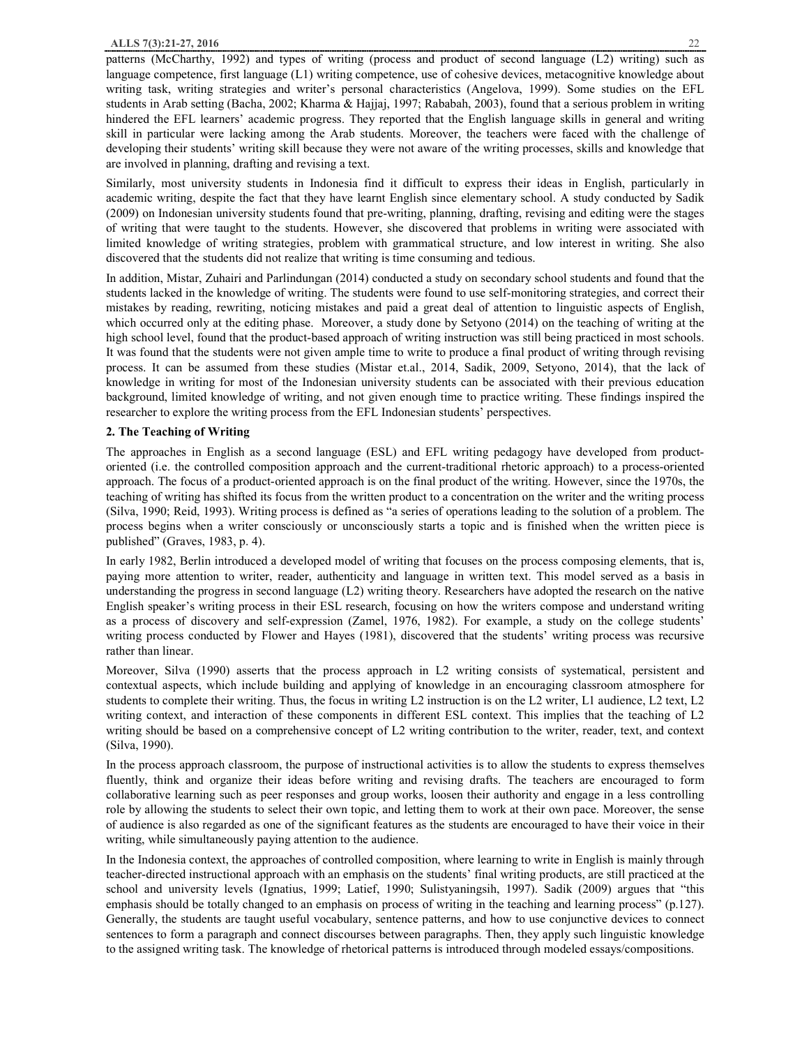patterns (McCharthy, 1992) and types of writing (process and product of second language (L2) writing) such as language competence, first language (L1) writing competence, use of cohesive devices, metacognitive knowledge about writing task, writing strategies and writer's personal characteristics (Angelova, 1999). Some studies on the EFL students in Arab setting (Bacha, 2002; Kharma & Hajjaj, 1997; Rababah, 2003), found that a serious problem in writing hindered the EFL learners' academic progress. They reported that the English language skills in general and writing skill in particular were lacking among the Arab students. Moreover, the teachers were faced with the challenge of developing their students' writing skill because they were not aware of the writing processes, skills and knowledge that are involved in planning, drafting and revising a text.

Similarly, most university students in Indonesia find it difficult to express their ideas in English, particularly in academic writing, despite the fact that they have learnt English since elementary school. A study conducted by Sadik (2009) on Indonesian university students found that pre-writing, planning, drafting, revising and editing were the stages of writing that were taught to the students. However, she discovered that problems in writing were associated with limited knowledge of writing strategies, problem with grammatical structure, and low interest in writing. She also discovered that the students did not realize that writing is time consuming and tedious.

In addition, Mistar, Zuhairi and Parlindungan (2014) conducted a study on secondary school students and found that the students lacked in the knowledge of writing. The students were found to use self-monitoring strategies, and correct their mistakes by reading, rewriting, noticing mistakes and paid a great deal of attention to linguistic aspects of English, which occurred only at the editing phase. Moreover, a study done by Setyono (2014) on the teaching of writing at the high school level, found that the product-based approach of writing instruction was still being practiced in most schools. It was found that the students were not given ample time to write to produce a final product of writing through revising process. It can be assumed from these studies (Mistar et.al., 2014, Sadik, 2009, Setyono, 2014), that the lack of knowledge in writing for most of the Indonesian university students can be associated with their previous education background, limited knowledge of writing, and not given enough time to practice writing. These findings inspired the researcher to explore the writing process from the EFL Indonesian students' perspectives.

## 2. The Teaching of Writing

The approaches in English as a second language (ESL) and EFL writing pedagogy have developed from product-oriented (i.e. the controlled composition approach and the current-traditional rhetoric approach) to a process-oriented approach. The focus of a product-oriented approach is on the final product of the writing. However, since the 1970s, the teaching of writing has shifted its focus from the written product to a concentration on the writer and the writing process (Silva, 1990; Reid, 1993). Writing process is defined as "a series of operations leading to the solution of a problem. The process begins when a writer consciously or unconsciously starts a topic and is finished when the written piece is published" (Graves, 1983, p. 4).

In early 1982, Berlin introduced a developed model of writing that focuses on the process composing elements, that is, paying more attention to writer, reader, authenticity and language in written text. This model served as a basis in understanding the progress in second language (L2) writing theory. Researchers have adopted the research on the native English speaker's writing process in their ESL research, focusing on how the writers compose and understand writing as a process of discovery and self-expression (Zamel, 1976, 1982). For example, a study on the college students' writing process conducted by Flower and Hayes (1981), discovered that the students' writing process was recursive rather than linear.

Moreover, Silva (1990) asserts that the process approach in L2 writing consists of systematical, persistent and contextual aspects, which include building and applying of knowledge in an encouraging classroom atmosphere for students to complete their writing. Thus, the focus in writing L2 instruction is on the L2 writer, L1 audience, L2 text, L2 writing context, and interaction of these components in different ESL context. This implies that the teaching of L2 writing should be based on a comprehensive concept of L2 writing contribution to the writer, reader, text, and context (Silva, 1990).

In the process approach classroom, the purpose of instructional activities is to allow the students to express themselves fluently, think and organize their ideas before writing and revising drafts. The teachers are encouraged to form collaborative learning such as peer responses and group works, loosen their authority and engage in a less controlling role by allowing the students to select their own topic, and letting them to work at their own pace. Moreover, the sense of audience is also regarded as one of the significant features as the students are encouraged to have their voice in their writing, while simultaneously paying attention to the audience.

In the Indonesia context, the approaches of controlled composition, where learning to write in English is mainly through teacher-directed instructional approach with an emphasis on the students' final writing products, are still practiced at the school and university levels (Ignatius, 1999; Latief, 1990; Sulistyaningsih, 1997). Sadik (2009) argues that "this emphasis should be totally changed to an emphasis on process of writing in the teaching and learning process" (p.127). Generally, the students are taught useful vocabulary, sentence patterns, and how to use conjunctive devices to connect sentences to form a paragraph and connect discourses between paragraphs. Then, they apply such linguistic knowledge to the assigned writing task. The knowledge of rhetorical patterns is introduced through modeled essays/compositions.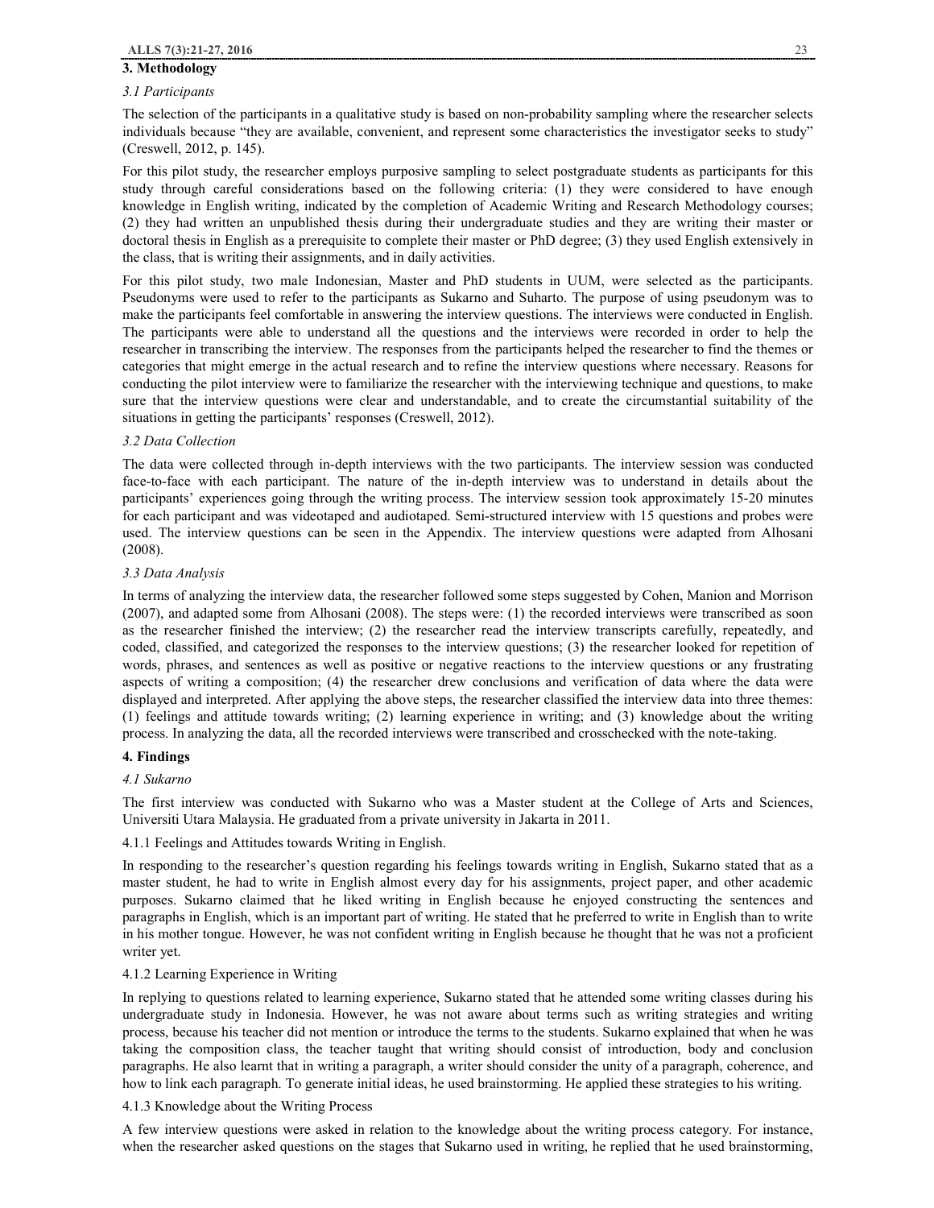## 3. Methodology

### *3.1 Participants*

The selection of the participants in a qualitative study is based on non-probability sampling where the researcher selects individuals because "they are available, convenient, and represent some characteristics the investigator seeks to study" (Creswell, 2012, p. 145).

For this pilot study, the researcher employs purposive sampling to select postgraduate students as participants for this study through careful considerations based on the following criteria: (1) they were considered to have enough knowledge in English writing, indicated by the completion of Academic Writing and Research Methodology courses; (2) they had written an unpublished thesis during their undergraduate studies and they are writing their master or doctoral thesis in English as a prerequisite to complete their master or PhD degree; (3) they used English extensively in the class, that is writing their assignments, and in daily activities.

For this pilot study, two male Indonesian, Master and PhD students in UUM, were selected as the participants. Pseudonyms were used to refer to the participants as Sukarno and Suharto. The purpose of using pseudonym was to make the participants feel comfortable in answering the interview questions. The interviews were conducted in English. The participants were able to understand all the questions and the interviews were recorded in order to help the researcher in transcribing the interview. The responses from the participants helped the researcher to find the themes or categories that might emerge in the actual research and to refine the interview questions where necessary. Reasons for conducting the pilot interview were to familiarize the researcher with the interviewing technique and questions, to make sure that the interview questions were clear and understandable, and to create the circumstantial suitability of the situations in getting the participants' responses (Creswell, 2012).

### *3.2 Data Collection*

The data were collected through in-depth interviews with the two participants. The interview session was conducted face-to-face with each participant. The nature of the in-depth interview was to understand in details about the participants' experiences going through the writing process. The interview session took approximately 15-20 minutes for each participant and was videotaped and audiotaped. Semi-structured interview with 15 questions and probes were used. The interview questions can be seen in the Appendix. The interview questions were adapted from Alhosani (2008).

### *3.3 Data Analysis*

In terms of analyzing the interview data, the researcher followed some steps suggested by Cohen, Manion and Morrison (2007), and adapted some from Alhosani (2008). The steps were: (1) the recorded interviews were transcribed as soon as the researcher finished the interview; (2) the researcher read the interview transcripts carefully, repeatedly, and coded, classified, and categorized the responses to the interview questions; (3) the researcher looked for repetition of words, phrases, and sentences as well as positive or negative reactions to the interview questions or any frustrating aspects of writing a composition; (4) the researcher drew conclusions and verification of data where the data were displayed and interpreted. After applying the above steps, the researcher classified the interview data into three themes: (1) feelings and attitude towards writing; (2) learning experience in writing; and (3) knowledge about the writing process. In analyzing the data, all the recorded interviews were transcribed and crosschecked with the note-taking.

## 4. Findings

### *4.1 Sukarno*

The first interview was conducted with Sukarno who was a Master student at the College of Arts and Sciences, Universiti Utara Malaysia. He graduated from a private university in Jakarta in 2011.

#### 4.1.1 Feelings and Attitudes towards Writing in English.

In responding to the researcher's question regarding his feelings towards writing in English, Sukarno stated that as a master student, he had to write in English almost every day for his assignments, project paper, and other academic purposes. Sukarno claimed that he liked writing in English because he enjoyed constructing the sentences and paragraphs in English, which is an important part of writing. He stated that he preferred to write in English than to write in his mother tongue. However, he was not confident writing in English because he thought that he was not a proficient writer yet.

#### 4.1.2 Learning Experience in Writing

In replying to questions related to learning experience, Sukarno stated that he attended some writing classes during his undergraduate study in Indonesia. However, he was not aware about terms such as writing strategies and writing process, because his teacher did not mention or introduce the terms to the students. Sukarno explained that when he was taking the composition class, the teacher taught that writing should consist of introduction, body and conclusion paragraphs. He also learnt that in writing a paragraph, a writer should consider the unity of a paragraph, coherence, and how to link each paragraph. To generate initial ideas, he used brainstorming. He applied these strategies to his writing.

#### 4.1.3 Knowledge about the Writing Process

A few interview questions were asked in relation to the knowledge about the writing process category. For instance, when the researcher asked questions on the stages that Sukarno used in writing, he replied that he used brainstorming,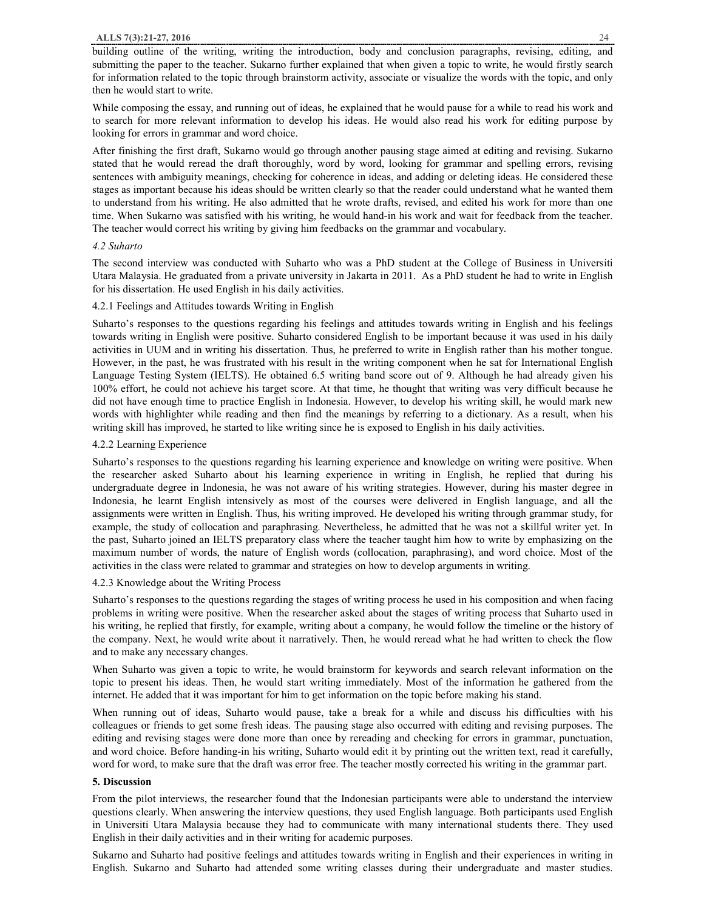building outline of the writing, writing the introduction, body and conclusion paragraphs, revising, editing, and submitting the paper to the teacher. Sukarno further explained that when given a topic to write, he would firstly search for information related to the topic through brainstorm activity, associate or visualize the words with the topic, and only then he would start to write.

While composing the essay, and running out of ideas, he explained that he would pause for a while to read his work and to search for more relevant information to develop his ideas. He would also read his work for editing purpose by looking for errors in grammar and word choice.

After finishing the first draft, Sukarno would go through another pausing stage aimed at editing and revising. Sukarno stated that he would reread the draft thoroughly, word by word, looking for grammar and spelling errors, revising sentences with ambiguity meanings, checking for coherence in ideas, and adding or deleting ideas. He considered these stages as important because his ideas should be written clearly so that the reader could understand what he wanted them to understand from his writing. He also admitted that he wrote drafts, revised, and edited his work for more than one time. When Sukarno was satisfied with his writing, he would hand-in his work and wait for feedback from the teacher. The teacher would correct his writing by giving him feedbacks on the grammar and vocabulary.

### *4.2 Suharto*

The second interview was conducted with Suharto who was a PhD student at the College of Business in Universiti Utara Malaysia. He graduated from a private university in Jakarta in 2011. As a PhD student he had to write in English for his dissertation. He used English in his daily activities.

#### 4.2.1 Feelings and Attitudes towards Writing in English

Suharto's responses to the questions regarding his feelings and attitudes towards writing in English and his feelings towards writing in English were positive. Suharto considered English to be important because it was used in his daily activities in UUM and in writing his dissertation. Thus, he preferred to write in English rather than his mother tongue. However, in the past, he was frustrated with his result in the writing component when he sat for International English Language Testing System (IELTS). He obtained 6.5 writing band score out of 9. Although he had already given his 100% effort, he could not achieve his target score. At that time, he thought that writing was very difficult because he did not have enough time to practice English in Indonesia. However, to develop his writing skill, he would mark new words with highlighter while reading and then find the meanings by referring to a dictionary. As a result, when his writing skill has improved, he started to like writing since he is exposed to English in his daily activities.

#### 4.2.2 Learning Experience

Suharto's responses to the questions regarding his learning experience and knowledge on writing were positive. When the researcher asked Suharto about his learning experience in writing in English, he replied that during his undergraduate degree in Indonesia, he was not aware of his writing strategies. However, during his master degree in Indonesia, he learnt English intensively as most of the courses were delivered in English language, and all the assignments were written in English. Thus, his writing improved. He developed his writing through grammar study, for example, the study of collocation and paraphrasing. Nevertheless, he admitted that he was not a skillful writer yet. In the past, Suharto joined an IELTS preparatory class where the teacher taught him how to write by emphasizing on the maximum number of words, the nature of English words (collocation, paraphrasing), and word choice. Most of the activities in the class were related to grammar and strategies on how to develop arguments in writing.

#### 4.2.3 Knowledge about the Writing Process

Suharto's responses to the questions regarding the stages of writing process he used in his composition and when facing problems in writing were positive. When the researcher asked about the stages of writing process that Suharto used in his writing, he replied that firstly, for example, writing about a company, he would follow the timeline or the history of the company. Next, he would write about it narratively. Then, he would reread what he had written to check the flow and to make any necessary changes.

When Suharto was given a topic to write, he would brainstorm for keywords and search relevant information on the topic to present his ideas. Then, he would start writing immediately. Most of the information he gathered from the internet. He added that it was important for him to get information on the topic before making his stand.

When running out of ideas, Suharto would pause, take a break for a while and discuss his difficulties with his colleagues or friends to get some fresh ideas. The pausing stage also occurred with editing and revising purposes. The editing and revising stages were done more than once by rereading and checking for errors in grammar, punctuation, and word choice. Before handing-in his writing, Suharto would edit it by printing out the written text, read it carefully, word for word, to make sure that the draft was error free. The teacher mostly corrected his writing in the grammar part.

## 5. Discussion

From the pilot interviews, the researcher found that the Indonesian participants were able to understand the interview questions clearly. When answering the interview questions, they used English language. Both participants used English in Universiti Utara Malaysia because they had to communicate with many international students there. They used English in their daily activities and in their writing for academic purposes.

Sukarno and Suharto had positive feelings and attitudes towards writing in English and their experiences in writing in English. Sukarno and Suharto had attended some writing classes during their undergraduate and master studies.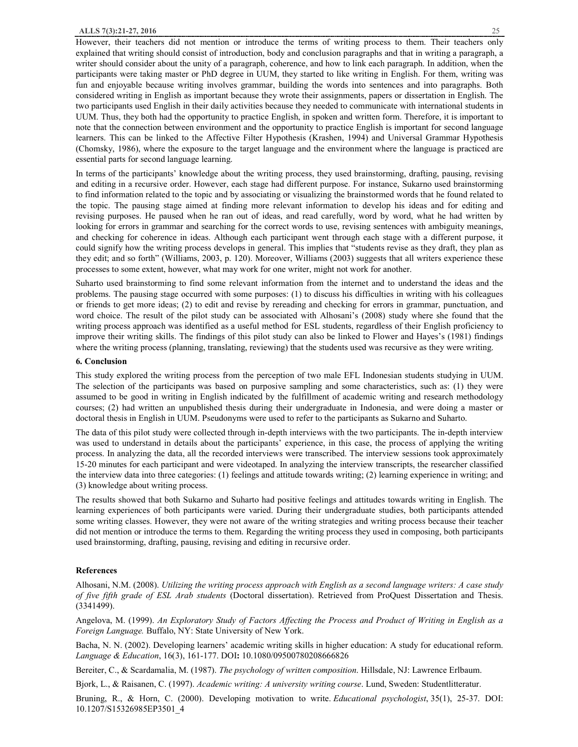However, their teachers did not mention or introduce the terms of writing process to them. Their teachers only explained that writing should consist of introduction, body and conclusion paragraphs and that in writing a paragraph, a writer should consider about the unity of a paragraph, coherence, and how to link each paragraph. In addition, when the participants were taking master or PhD degree in UUM, they started to like writing in English. For them, writing was fun and enjoyable because writing involves grammar, building the words into sentences and into paragraphs. Both considered writing in English as important because they wrote their assignments, papers or dissertation in English. The two participants used English in their daily activities because they needed to communicate with international students in UUM. Thus, they both had the opportunity to practice English, in spoken and written form. Therefore, it is important to note that the connection between environment and the opportunity to practice English is important for second language learners. This can be linked to the Affective Filter Hypothesis (Krashen, 1994) and Universal Grammar Hypothesis (Chomsky, 1986), where the exposure to the target language and the environment where the language is practiced are essential parts for second language learning.

In terms of the participants' knowledge about the writing process, they used brainstorming, drafting, pausing, revising and editing in a recursive order. However, each stage had different purpose. For instance, Sukarno used brainstorming to find information related to the topic and by associating or visualizing the brainstormed words that he found related to the topic. The pausing stage aimed at finding more relevant information to develop his ideas and for editing and revising purposes. He paused when he ran out of ideas, and read carefully, word by word, what he had written by looking for errors in grammar and searching for the correct words to use, revising sentences with ambiguity meanings, and checking for coherence in ideas. Although each participant went through each stage with a different purpose, it could signify how the writing process develops in general. This implies that "students revise as they draft, they plan as they edit; and so forth" (Williams, 2003, p. 120). Moreover, Williams (2003) suggests that all writers experience these processes to some extent, however, what may work for one writer, might not work for another.

Suharto used brainstorming to find some relevant information from the internet and to understand the ideas and the problems. The pausing stage occurred with some purposes: (1) to discuss his difficulties in writing with his colleagues or friends to get more ideas; (2) to edit and revise by rereading and checking for errors in grammar, punctuation, and word choice. The result of the pilot study can be associated with Alhosani's (2008) study where she found that the writing process approach was identified as a useful method for ESL students, regardless of their English proficiency to improve their writing skills. The findings of this pilot study can also be linked to Flower and Hayes's (1981) findings where the writing process (planning, translating, reviewing) that the students used was recursive as they were writing.

## 6. Conclusion

This study explored the writing process from the perception of two male EFL Indonesian students studying in UUM. The selection of the participants was based on purposive sampling and some characteristics, such as: (1) they were assumed to be good in writing in English indicated by the fulfillment of academic writing and research methodology courses; (2) had written an unpublished thesis during their undergraduate in Indonesia, and were doing a master or doctoral thesis in English in UUM. Pseudonyms were used to refer to the participants as Sukarno and Suharto.

The data of this pilot study were collected through in-depth interviews with the two participants. The in-depth interview was used to understand in details about the participants' experience, in this case, the process of applying the writing process. In analyzing the data, all the recorded interviews were transcribed. The interview sessions took approximately 15-20 minutes for each participant and were videotaped. In analyzing the interview transcripts, the researcher classified the interview data into three categories: (1) feelings and attitude towards writing; (2) learning experience in writing; and (3) knowledge about writing process.

The results showed that both Sukarno and Suharto had positive feelings and attitudes towards writing in English. The learning experiences of both participants were varied. During their undergraduate studies, both participants attended some writing classes. However, they were not aware of the writing strategies and writing process because their teacher did not mention or introduce the terms to them. Regarding the writing process they used in composing, both participants used brainstorming, drafting, pausing, revising and editing in recursive order.

## References

Alhosani, N.M. (2008). *Utilizing the writing process approach with English as a second language writers: A case study of five fifth grade of ESL Arab students* (Doctoral dissertation). Retrieved from ProQuest Dissertation and Thesis. (3341499).

Angelova, M. (1999). *An Exploratory Study of Factors Affecting the Process and Product of Writing in English as a Foreign Language.* Buffalo, NY: State University of New York.

Bacha, N. N. (2002). Developing learners' academic writing skills in higher education: A study for educational reform. *Language & Education*, 16(3), 161-177. DOI**:** 10.1080/09500780208666826

Bereiter, C., & Scardamalia, M. (1987). *The psychology of written composition*. Hillsdale, NJ: Lawrence Erlbaum.

Bjork, L., & Raisanen, C. (1997). *Academic writing: A university writing course*. Lund, Sweden: Studentlitteratur.

Bruning, R., & Horn, C. (2000). Developing motivation to write. *Educational psychologist*, 35(1), 25-37. DOI: 10.1207/S15326985EP3501_4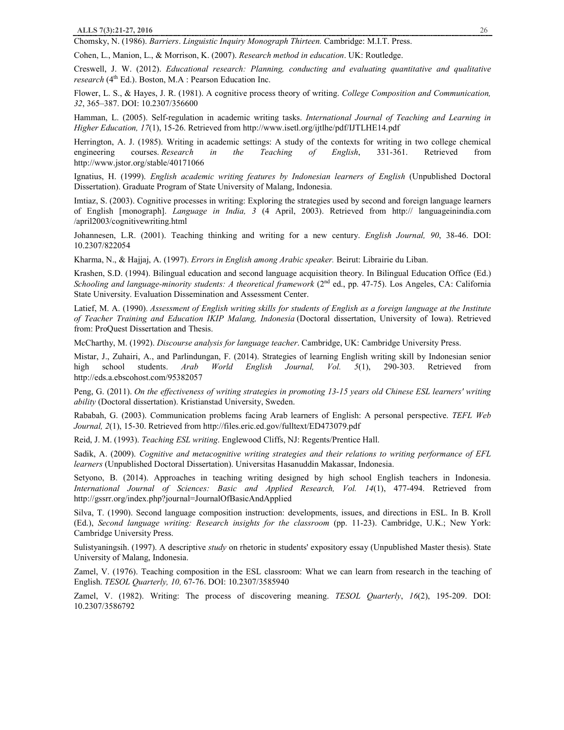Chomsky, N. (1986). *Barriers*. *Linguistic Inquiry Monograph Thirteen.* Cambridge: M.I.T. Press.

Cohen, L., Manion, L., & Morrison, K. (2007). *Research method in education*. UK: Routledge.

Creswell, J. W. (2012). *Educational research: Planning, conducting and evaluating quantitative and qualitative research* (4th Ed.). Boston, M.A : Pearson Education Inc.

Flower, L. S., & Hayes, J. R. (1981). A cognitive process theory of writing. *College Composition and Communication, 32*, 365–387. DOI: 10.2307/356600

Hamman, L. (2005). Self-regulation in academic writing tasks. *International Journal of Teaching and Learning in Higher Education, 17*(1), 15-26. Retrieved from http://www.isetl.org/ijtlhe/pdf/IJTLHE14.pdf

Herrington, A. J. (1985). Writing in academic settings: A study of the contexts for writing in two college chemical engineering courses. *Research in the Teaching of English*, 331-361. Retrieved from http://www.jstor.org/stable/40171066

Ignatius, H. (1999). *English academic writing features by Indonesian learners of English* (Unpublished Doctoral Dissertation). Graduate Program of State University of Malang, Indonesia.

Imtiaz, S. (2003). Cognitive processes in writing: Exploring the strategies used by second and foreign language learners of English [monograph]. *Language in India, 3* (4 April, 2003). Retrieved from http:// languageinindia.com /april2003/cognitivewriting.html

Johannesen, L.R. (2001). Teaching thinking and writing for a new century. *English Journal, 90*, 38-46. DOI: 10.2307/822054

Kharma, N., & Hajjaj, A. (1997). *Errors in English among Arabic speaker.* Beirut: Librairie du Liban.

Krashen, S.D. (1994). Bilingual education and second language acquisition theory. In Bilingual Education Office (Ed.) *Schooling and language-minority students: A theoretical framework* (2nd ed., pp. 47-75). Los Angeles, CA: California State University. Evaluation Dissemination and Assessment Center.

Latief, M. A. (1990). *Assessment of English writing skills for students of English as a foreign language at the Institute of Teacher Training and Education IKIP Malang, Indonesia* (Doctoral dissertation, University of Iowa). Retrieved from: ProQuest Dissertation and Thesis.

McCharthy, M. (1992). *Discourse analysis for language teacher*. Cambridge, UK: Cambridge University Press.

Mistar, J., Zuhairi, A., and Parlindungan, F. (2014). Strategies of learning English writing skill by Indonesian senior high school students. *Arab World English Journal, Vol. 5*(1), 290-303. Retrieved from http://eds.a.ebscohost.com/95382057

Peng, G. (2011). *On the effectiveness of writing strategies in promoting 13-15 years old Chinese ESL learners' writing ability* (Doctoral dissertation). Kristianstad University, Sweden.

Rababah, G. (2003). Communication problems facing Arab learners of English: A personal perspective. *TEFL Web Journal, 2*(1), 15-30. Retrieved from http://files.eric.ed.gov/fulltext/ED473079.pdf

Reid, J. M. (1993). *Teaching ESL writing*. Englewood Cliffs, NJ: Regents/Prentice Hall.

Sadik, A. (2009). *Cognitive and metacognitive writing strategies and their relations to writing performance of EFL learners* (Unpublished Doctoral Dissertation). Universitas Hasanuddin Makassar, Indonesia.

Setyono, B. (2014). Approaches in teaching writing designed by high school English teachers in Indonesia. *International Journal of Sciences: Basic and Applied Research, Vol. 14*(1), 477-494. Retrieved from http://gssrr.org/index.php?journal=JournalOfBasicAndApplied

Silva, T. (1990). Second language composition instruction: developments, issues, and directions in ESL. In B. Kroll (Ed.), *Second language writing: Research insights for the classroom* (pp. 11-23). Cambridge, U.K.; New York: Cambridge University Press.

Sulistyaningsih. (1997). A descriptive *study* on rhetoric in students' expository essay (Unpublished Master thesis). State University of Malang, Indonesia.

Zamel, V. (1976). Teaching composition in the ESL classroom: What we can learn from research in the teaching of English. *TESOL Quarterly, 10,* 67-76. DOI: 10.2307/3585940

Zamel, V. (1982). Writing: The process of discovering meaning. *TESOL Quarterly*, *16*(2), 195-209. DOI: 10.2307/3586792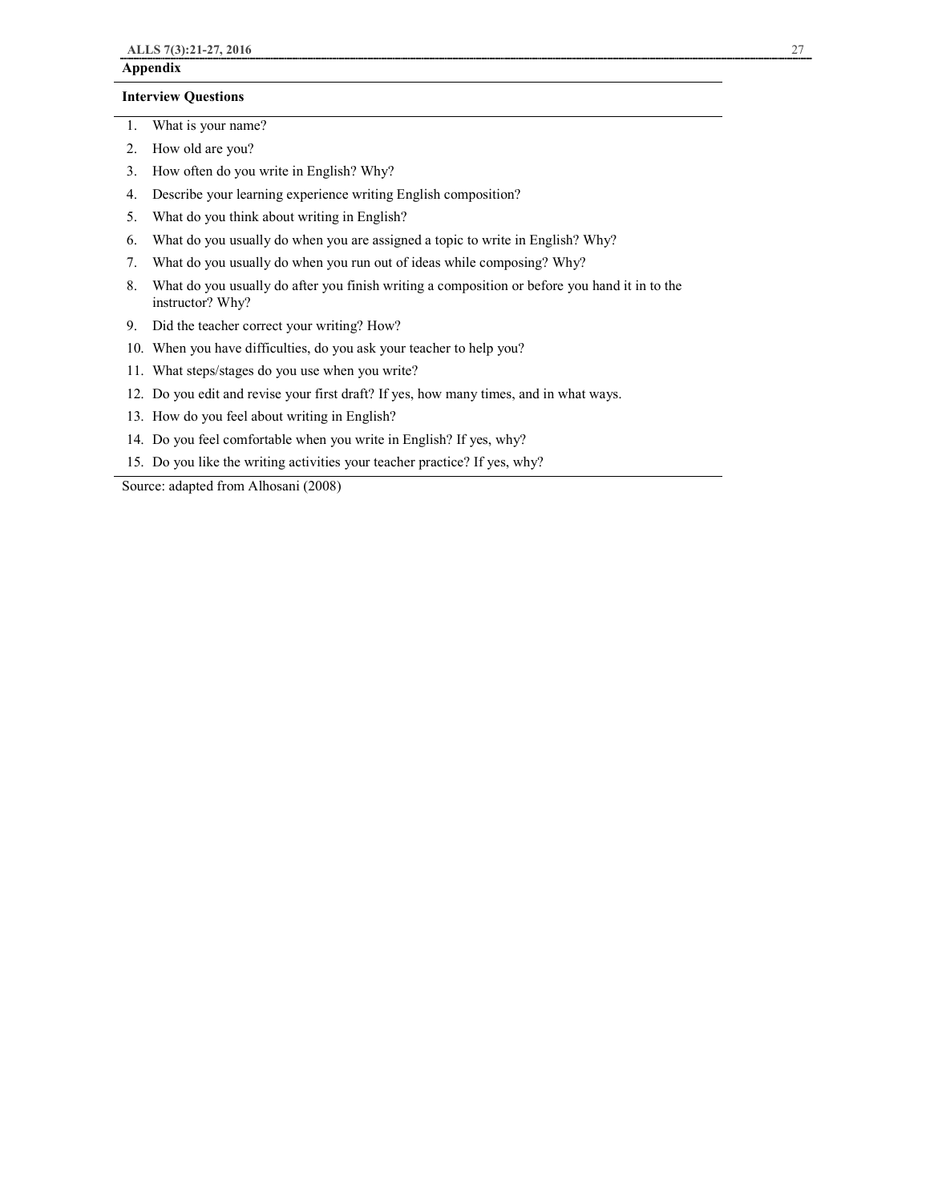## Appendix

### Interview Questions

1. What is your name?
2. How old are you?
3. How often do you write in English? Why?
4. Describe your learning experience writing English composition?
5. What do you think about writing in English?
6. What do you usually do when you are assigned a topic to write in English? Why?
7. What do you usually do when you run out of ideas while composing? Why?
8. What do you usually do after you finish writing a composition or before you hand it in to the instructor? Why?
9. Did the teacher correct your writing? How?
10. When you have difficulties, do you ask your teacher to help you?
11. What steps/stages do you use when you write?
12. Do you edit and revise your first draft? If yes, how many times, and in what ways.
13. How do you feel about writing in English?
14. Do you feel comfortable when you write in English? If yes, why?
15. Do you like the writing activities your teacher practice? If yes, why?

Source: adapted from Alhosani (2008)